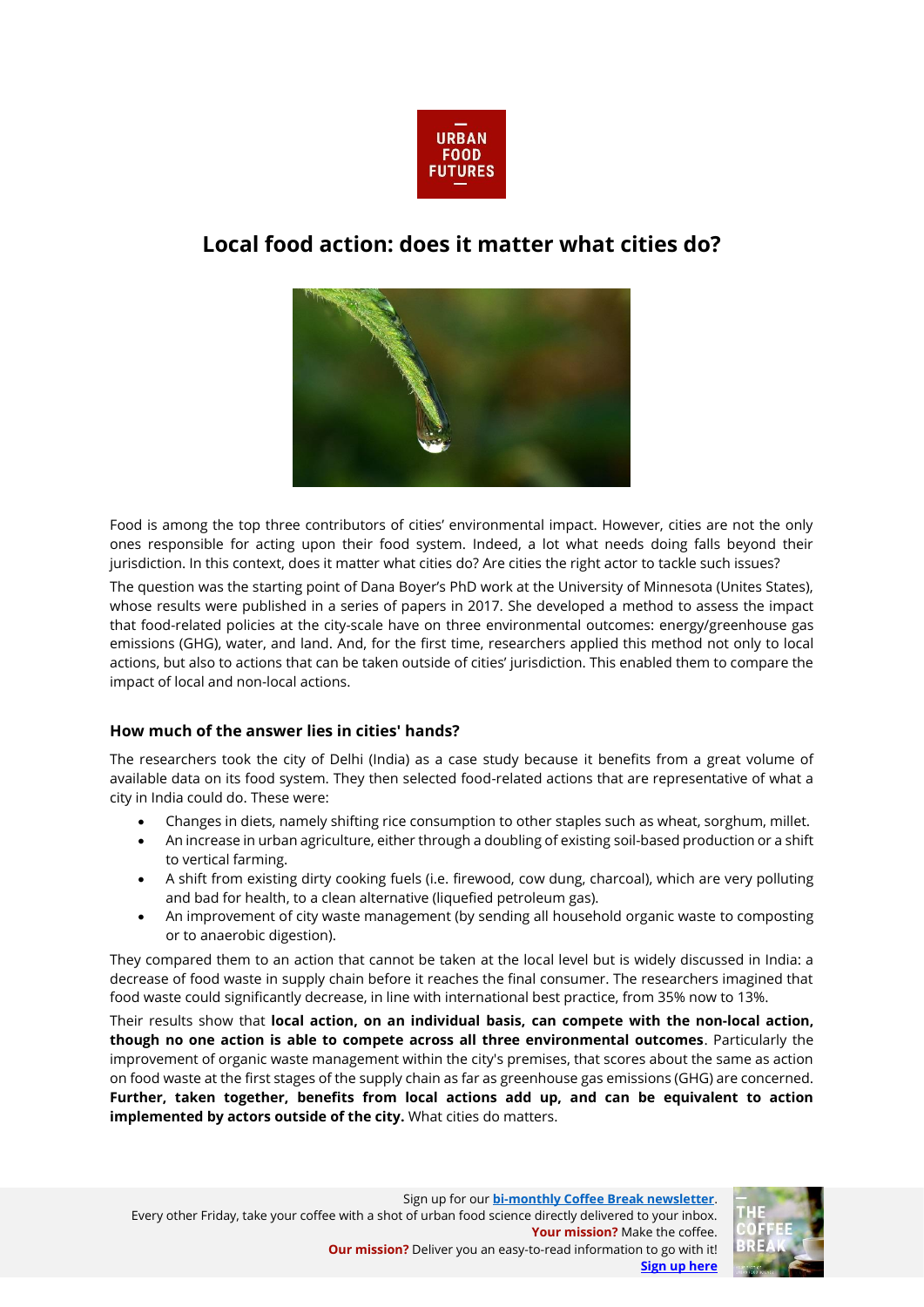URBAN FOOD FUTURES

# Local food action: does it matter what cities do?

Food is among the top three contributors of cities' environmental impact. However, cities are not the only ones responsible for acting upon their food system. Indeed, a lot what needs doing falls beyond their jurisdiction. In this context, does it matter what cities do? Are cities the right actor to tackle such issues?

The question was the starting point of Dana Boyer's PhD work at the University of Minnesota (Unites States), whose results were published in a series of papers in 2017. She developed a method to assess the impact that food-related policies at the city-scale have on three environmental outcomes: energy/greenhouse gas emissions (GHG), water, and land. And, for the first time, researchers applied this method not only to local actions, but also to actions that can be taken outside of cities' jurisdiction. This enabled them to compare the impact of local and non-local actions.

### How much of the answer lies in cities' hands?

The researchers took the city of Delhi (India) as a case study because it benefits from a great volume of available data on its food system. They then selected food-related actions that are representative of what a city in India could do. These were:

- Changes in diets, namely shifting rice consumption to other staples such as wheat, sorghum, millet.
- An increase in urban agriculture, either through a doubling of existing soil-based production or a shift to vertical farming.
- A shift from existing dirty cooking fuels (i.e. firewood, cow dung, charcoal), which are very polluting and bad for health, to a clean alternative (liquefied petroleum gas).
- An improvement of city waste management (by sending all household organic waste to composting or to anaerobic digestion).

They compared them to an action that cannot be taken at the local level but is widely discussed in India: a decrease of food waste in supply chain before it reaches the final consumer. The researchers imagined that food waste could significantly decrease, in line with international best practice, from 35% now to 13%.

Their results show that **local action, on an individual basis, can compete with the non-local action, though no one action is able to compete across all three environmental outcomes**. Particularly the improvement of organic waste management within the city's premises, that scores about the same as action on food waste at the first stages of the supply chain as far as greenhouse gas emissions (GHG) are concerned. **Further, taken together, benefits from local actions add up, and can be equivalent to action implemented by actors outside of the city.** What cities do matters.

Sign up for our **bi-monthly Coffee Break newsletter**.
Every other Friday, take your coffee with a shot of urban food science directly delivered to your inbox.
**Your mission?** Make the coffee.
**Our mission?** Deliver you an easy-to-read information to go with it!
**Sign up here**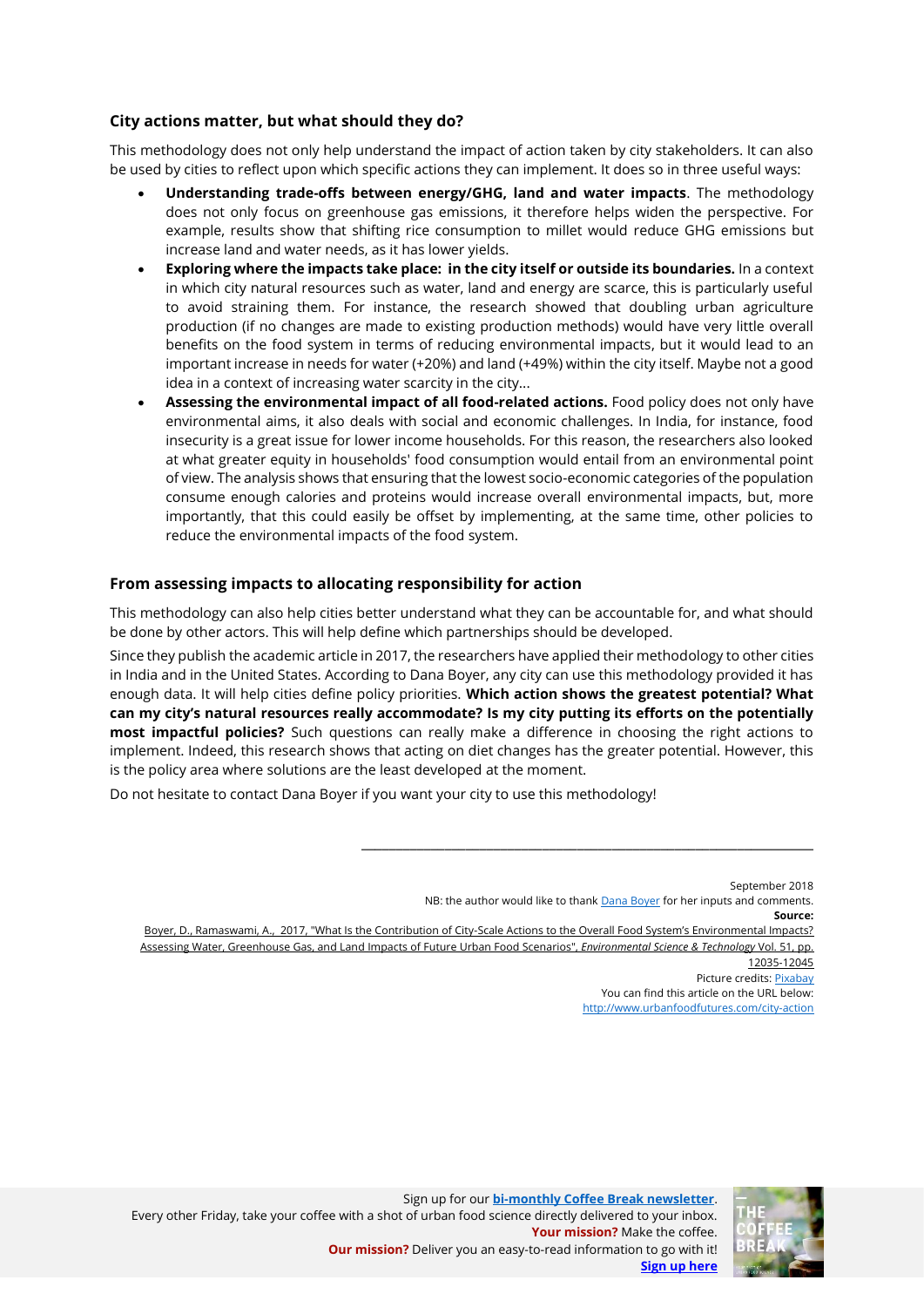## City actions matter, but what should they do?

This methodology does not only help understand the impact of action taken by city stakeholders. It can also be used by cities to reflect upon which specific actions they can implement. It does so in three useful ways:

- **Understanding trade-offs between energy/GHG, land and water impacts**. The methodology does not only focus on greenhouse gas emissions, it therefore helps widen the perspective. For example, results show that shifting rice consumption to millet would reduce GHG emissions but increase land and water needs, as it has lower yields.
- **Exploring where the impacts take place: in the city itself or outside its boundaries.** In a context in which city natural resources such as water, land and energy are scarce, this is particularly useful to avoid straining them. For instance, the research showed that doubling urban agriculture production (if no changes are made to existing production methods) would have very little overall benefits on the food system in terms of reducing environmental impacts, but it would lead to an important increase in needs for water (+20%) and land (+49%) within the city itself. Maybe not a good idea in a context of increasing water scarcity in the city...
- **Assessing the environmental impact of all food-related actions.** Food policy does not only have environmental aims, it also deals with social and economic challenges. In India, for instance, food insecurity is a great issue for lower income households. For this reason, the researchers also looked at what greater equity in households' food consumption would entail from an environmental point of view. The analysis shows that ensuring that the lowest socio-economic categories of the population consume enough calories and proteins would increase overall environmental impacts, but, more importantly, that this could easily be offset by implementing, at the same time, other policies to reduce the environmental impacts of the food system.

## From assessing impacts to allocating responsibility for action

This methodology can also help cities better understand what they can be accountable for, and what should be done by other actors. This will help define which partnerships should be developed.

Since they publish the academic article in 2017, the researchers have applied their methodology to other cities in India and in the United States. According to Dana Boyer, any city can use this methodology provided it has enough data. It will help cities define policy priorities. **Which action shows the greatest potential? What can my city's natural resources really accommodate? Is my city putting its efforts on the potentially most impactful policies?** Such questions can really make a difference in choosing the right actions to implement. Indeed, this research shows that acting on diet changes has the greater potential. However, this is the policy area where solutions are the least developed at the moment.

Do not hesitate to contact Dana Boyer if you want your city to use this methodology!

---

September 2018

NB: the author would like to thank Dana Boyer for her inputs and comments.

**Source:**

Boyer, D., Ramaswami, A., 2017, "What Is the Contribution of City-Scale Actions to the Overall Food System's Environmental Impacts? Assessing Water, Greenhouse Gas, and Land Impacts of Future Urban Food Scenarios", *Environmental Science & Technology* Vol. 51, pp. 12035-12045

Picture credits: Pixabay

You can find this article on the URL below:
http://www.urbanfoodfutures.com/city-action

Sign up for our **bi-monthly Coffee Break newsletter**.
Every other Friday, take your coffee with a shot of urban food science directly delivered to your inbox.
**Your mission?** Make the coffee.
**Our mission?** Deliver you an easy-to-read information to go with it!
**Sign up here**